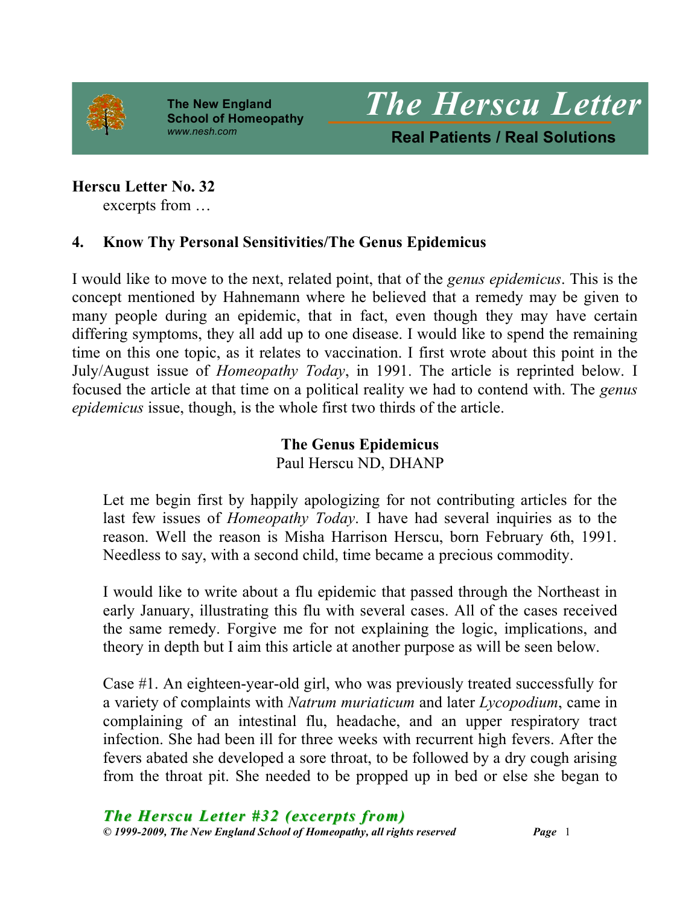# The Herscu Letter

The New England School of Homeopathy
*www.nesh.com*

**Real Patients / Real Solutions**

**Herscu Letter No. 32**

excerpts from …

## 4. Know Thy Personal Sensitivities/The Genus Epidemicus

I would like to move to the next, related point, that of the *genus epidemicus*. This is the concept mentioned by Hahnemann where he believed that a remedy may be given to many people during an epidemic, that in fact, even though they may have certain differing symptoms, they all add up to one disease. I would like to spend the remaining time on this one topic, as it relates to vaccination. I first wrote about this point in the July/August issue of *Homeopathy Today*, in 1991. The article is reprinted below. I focused the article at that time on a political reality we had to contend with. The *genus epidemicus* issue, though, is the whole first two thirds of the article.

### The Genus Epidemicus

Paul Herscu ND, DHANP

> Let me begin first by happily apologizing for not contributing articles for the last few issues of *Homeopathy Today*. I have had several inquiries as to the reason. Well the reason is Misha Harrison Herscu, born February 6th, 1991. Needless to say, with a second child, time became a precious commodity.
>
> I would like to write about a flu epidemic that passed through the Northeast in early January, illustrating this flu with several cases. All of the cases received the same remedy. Forgive me for not explaining the logic, implications, and theory in depth but I aim this article at another purpose as will be seen below.
>
> Case #1. An eighteen-year-old girl, who was previously treated successfully for a variety of complaints with *Natrum muriaticum* and later *Lycopodium*, came in complaining of an intestinal flu, headache, and an upper respiratory tract infection. She had been ill for three weeks with recurrent high fevers. After the fevers abated she developed a sore throat, to be followed by a dry cough arising from the throat pit. She needed to be propped up in bed or else she began to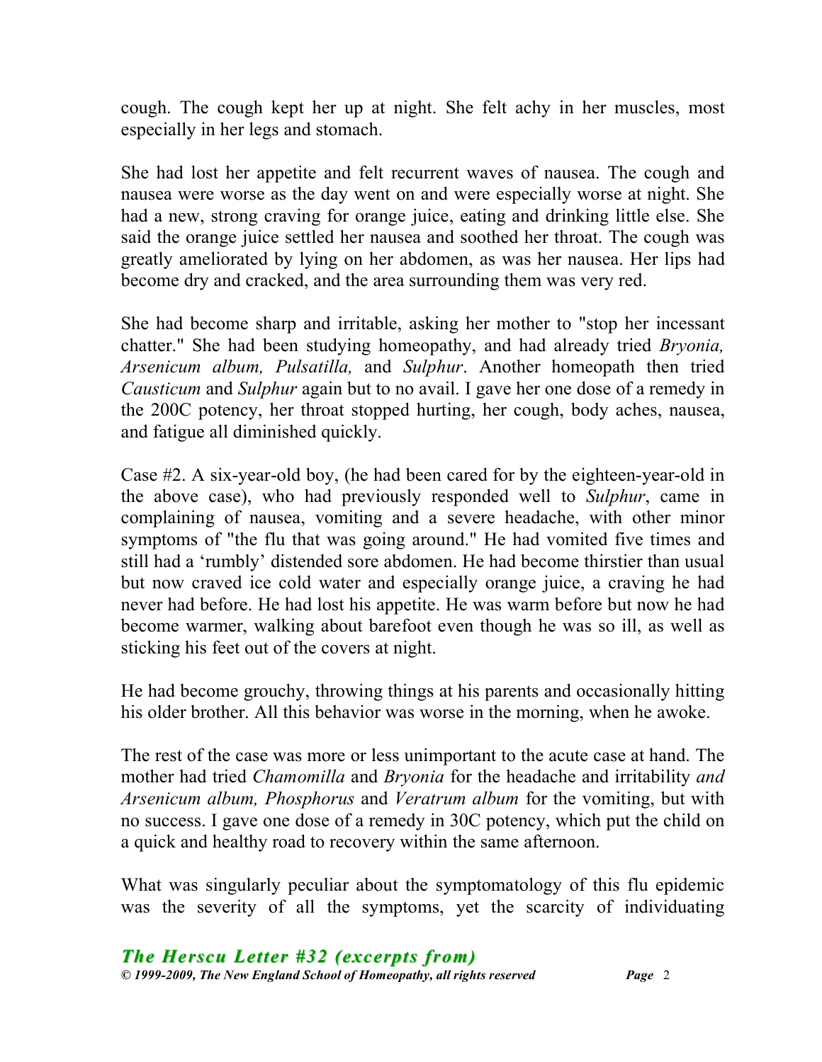cough. The cough kept her up at night. She felt achy in her muscles, most especially in her legs and stomach.

She had lost her appetite and felt recurrent waves of nausea. The cough and nausea were worse as the day went on and were especially worse at night. She had a new, strong craving for orange juice, eating and drinking little else. She said the orange juice settled her nausea and soothed her throat. The cough was greatly ameliorated by lying on her abdomen, as was her nausea. Her lips had become dry and cracked, and the area surrounding them was very red.

She had become sharp and irritable, asking her mother to "stop her incessant chatter." She had been studying homeopathy, and had already tried *Bryonia, Arsenicum album, Pulsatilla,* and *Sulphur*. Another homeopath then tried *Causticum* and *Sulphur* again but to no avail. I gave her one dose of a remedy in the 200C potency, her throat stopped hurting, her cough, body aches, nausea, and fatigue all diminished quickly.

Case #2. A six-year-old boy, (he had been cared for by the eighteen-year-old in the above case), who had previously responded well to *Sulphur*, came in complaining of nausea, vomiting and a severe headache, with other minor symptoms of "the flu that was going around." He had vomited five times and still had a 'rumbly' distended sore abdomen. He had become thirstier than usual but now craved ice cold water and especially orange juice, a craving he had never had before. He had lost his appetite. He was warm before but now he had become warmer, walking about barefoot even though he was so ill, as well as sticking his feet out of the covers at night.

He had become grouchy, throwing things at his parents and occasionally hitting his older brother. All this behavior was worse in the morning, when he awoke.

The rest of the case was more or less unimportant to the acute case at hand. The mother had tried *Chamomilla* and *Bryonia* for the headache and irritability *and Arsenicum album, Phosphorus* and *Veratrum album* for the vomiting, but with no success. I gave one dose of a remedy in 30C potency, which put the child on a quick and healthy road to recovery within the same afternoon.

What was singularly peculiar about the symptomatology of this flu epidemic was the severity of all the symptoms, yet the scarcity of individuating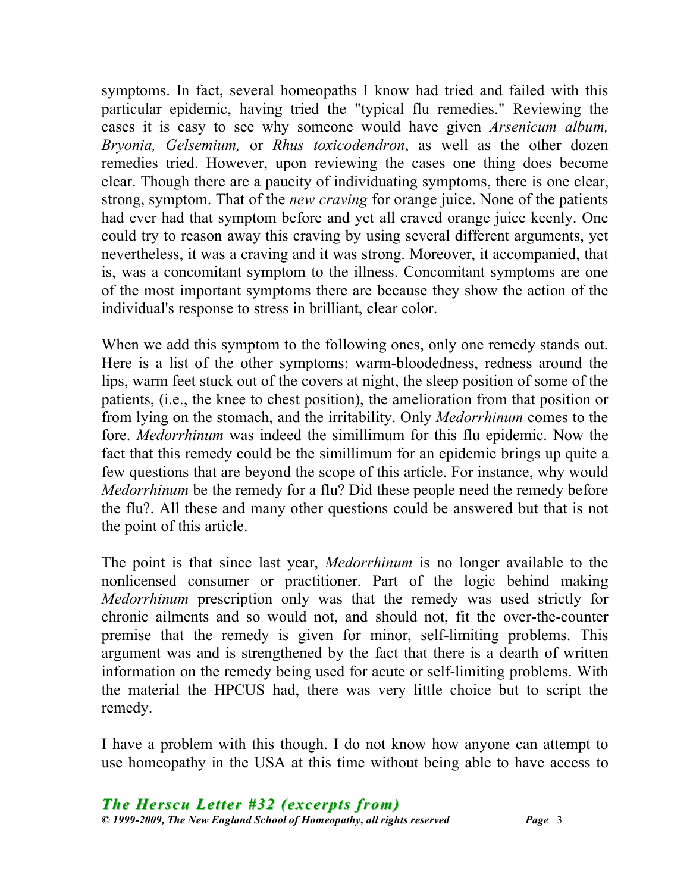symptoms. In fact, several homeopaths I know had tried and failed with this particular epidemic, having tried the "typical flu remedies." Reviewing the cases it is easy to see why someone would have given *Arsenicum album, Bryonia, Gelsemium,* or *Rhus toxicodendron*, as well as the other dozen remedies tried. However, upon reviewing the cases one thing does become clear. Though there are a paucity of individuating symptoms, there is one clear, strong, symptom. That of the *new craving* for orange juice. None of the patients had ever had that symptom before and yet all craved orange juice keenly. One could try to reason away this craving by using several different arguments, yet nevertheless, it was a craving and it was strong. Moreover, it accompanied, that is, was a concomitant symptom to the illness. Concomitant symptoms are one of the most important symptoms there are because they show the action of the individual's response to stress in brilliant, clear color.

When we add this symptom to the following ones, only one remedy stands out. Here is a list of the other symptoms: warm-bloodedness, redness around the lips, warm feet stuck out of the covers at night, the sleep position of some of the patients, (i.e., the knee to chest position), the amelioration from that position or from lying on the stomach, and the irritability. Only *Medorrhinum* comes to the fore. *Medorrhinum* was indeed the simillimum for this flu epidemic. Now the fact that this remedy could be the simillimum for an epidemic brings up quite a few questions that are beyond the scope of this article. For instance, why would *Medorrhinum* be the remedy for a flu? Did these people need the remedy before the flu?. All these and many other questions could be answered but that is not the point of this article.

The point is that since last year, *Medorrhinum* is no longer available to the nonlicensed consumer or practitioner. Part of the logic behind making *Medorrhinum* prescription only was that the remedy was used strictly for chronic ailments and so would not, and should not, fit the over-the-counter premise that the remedy is given for minor, self-limiting problems. This argument was and is strengthened by the fact that there is a dearth of written information on the remedy being used for acute or self-limiting problems. With the material the HPCUS had, there was very little choice but to script the remedy.

I have a problem with this though. I do not know how anyone can attempt to use homeopathy in the USA at this time without being able to have access to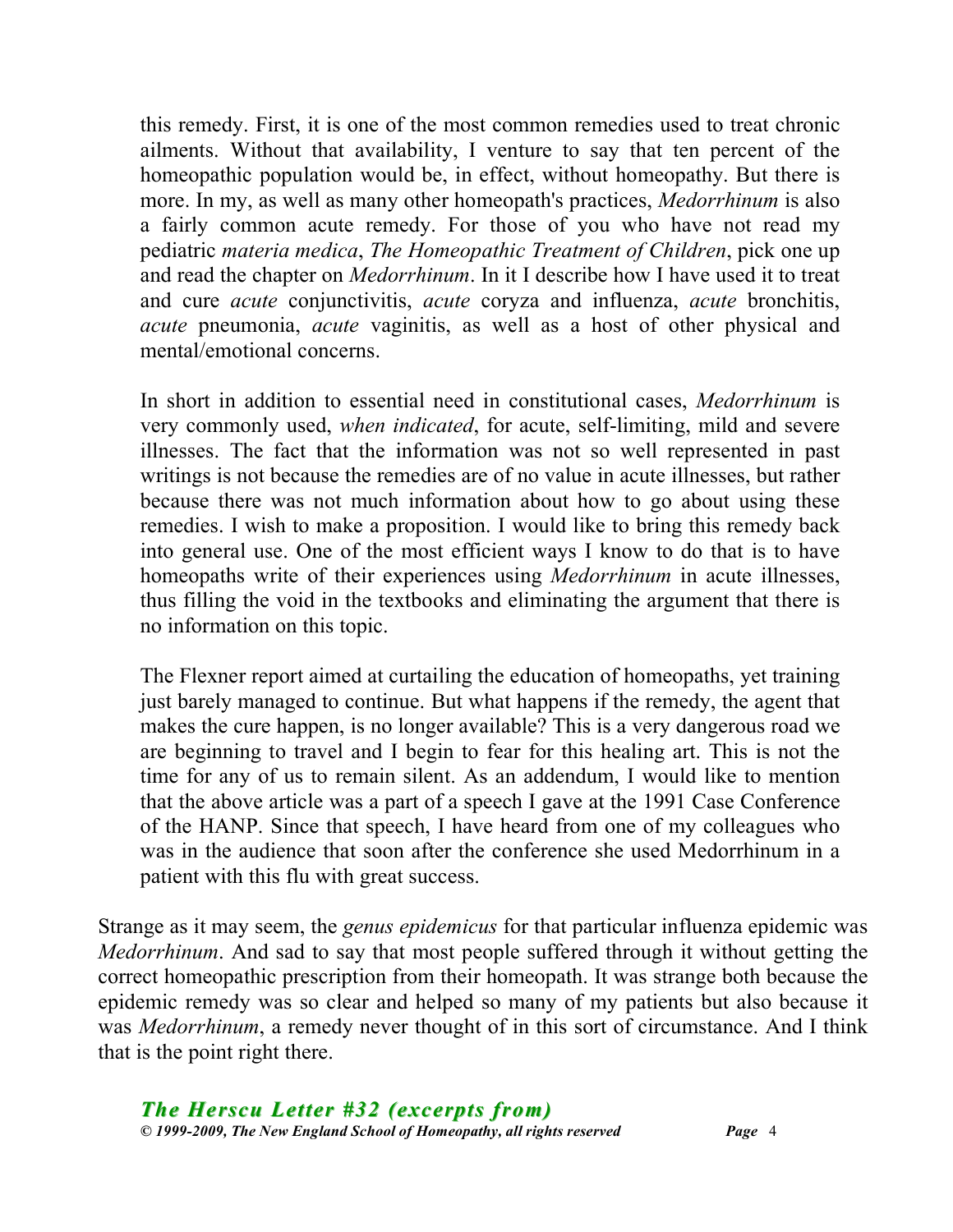this remedy. First, it is one of the most common remedies used to treat chronic ailments. Without that availability, I venture to say that ten percent of the homeopathic population would be, in effect, without homeopathy. But there is more. In my, as well as many other homeopath's practices, *Medorrhinum* is also a fairly common acute remedy. For those of you who have not read my pediatric *materia medica*, *The Homeopathic Treatment of Children*, pick one up and read the chapter on *Medorrhinum*. In it I describe how I have used it to treat and cure *acute* conjunctivitis, *acute* coryza and influenza, *acute* bronchitis, *acute* pneumonia, *acute* vaginitis, as well as a host of other physical and mental/emotional concerns.

In short in addition to essential need in constitutional cases, *Medorrhinum* is very commonly used, *when indicated*, for acute, self-limiting, mild and severe illnesses. The fact that the information was not so well represented in past writings is not because the remedies are of no value in acute illnesses, but rather because there was not much information about how to go about using these remedies. I wish to make a proposition. I would like to bring this remedy back into general use. One of the most efficient ways I know to do that is to have homeopaths write of their experiences using *Medorrhinum* in acute illnesses, thus filling the void in the textbooks and eliminating the argument that there is no information on this topic.

The Flexner report aimed at curtailing the education of homeopaths, yet training just barely managed to continue. But what happens if the remedy, the agent that makes the cure happen, is no longer available? This is a very dangerous road we are beginning to travel and I begin to fear for this healing art. This is not the time for any of us to remain silent. As an addendum, I would like to mention that the above article was a part of a speech I gave at the 1991 Case Conference of the HANP. Since that speech, I have heard from one of my colleagues who was in the audience that soon after the conference she used Medorrhinum in a patient with this flu with great success.

Strange as it may seem, the *genus epidemicus* for that particular influenza epidemic was *Medorrhinum*. And sad to say that most people suffered through it without getting the correct homeopathic prescription from their homeopath. It was strange both because the epidemic remedy was so clear and helped so many of my patients but also because it was *Medorrhinum*, a remedy never thought of in this sort of circumstance. And I think that is the point right there.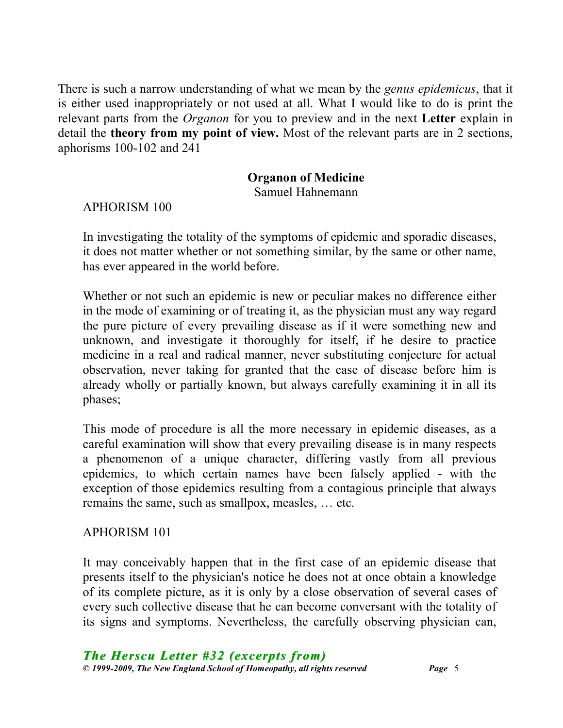There is such a narrow understanding of what we mean by the *genus epidemicus*, that it is either used inappropriately or not used at all. What I would like to do is print the relevant parts from the *Organon* for you to preview and in the next **Letter** explain in detail the **theory from my point of view.** Most of the relevant parts are in 2 sections, aphorisms 100-102 and 241

**Organon of Medicine**
Samuel Hahnemann

APHORISM 100

In investigating the totality of the symptoms of epidemic and sporadic diseases, it does not matter whether or not something similar, by the same or other name, has ever appeared in the world before.

Whether or not such an epidemic is new or peculiar makes no difference either in the mode of examining or of treating it, as the physician must any way regard the pure picture of every prevailing disease as if it were something new and unknown, and investigate it thoroughly for itself, if he desire to practice medicine in a real and radical manner, never substituting conjecture for actual observation, never taking for granted that the case of disease before him is already wholly or partially known, but always carefully examining it in all its phases;

This mode of procedure is all the more necessary in epidemic diseases, as a careful examination will show that every prevailing disease is in many respects a phenomenon of a unique character, differing vastly from all previous epidemics, to which certain names have been falsely applied - with the exception of those epidemics resulting from a contagious principle that always remains the same, such as smallpox, measles, … etc.

APHORISM 101

It may conceivably happen that in the first case of an epidemic disease that presents itself to the physician's notice he does not at once obtain a knowledge of its complete picture, as it is only by a close observation of several cases of every such collective disease that he can become conversant with the totality of its signs and symptoms. Nevertheless, the carefully observing physician can,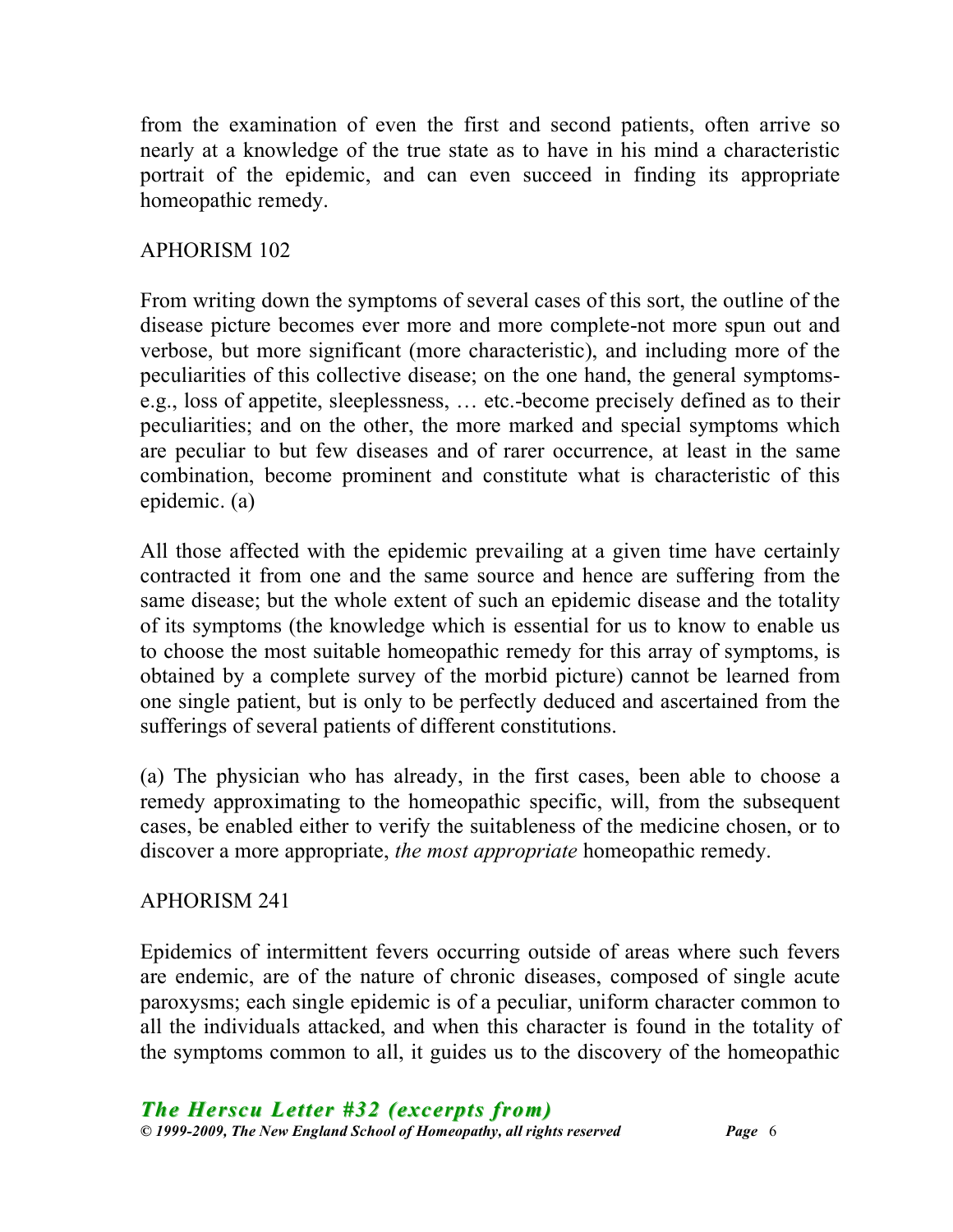from the examination of even the first and second patients, often arrive so nearly at a knowledge of the true state as to have in his mind a characteristic portrait of the epidemic, and can even succeed in finding its appropriate homeopathic remedy.

APHORISM 102

From writing down the symptoms of several cases of this sort, the outline of the disease picture becomes ever more and more complete-not more spun out and verbose, but more significant (more characteristic), and including more of the peculiarities of this collective disease; on the one hand, the general symptoms-e.g., loss of appetite, sleeplessness, … etc.-become precisely defined as to their peculiarities; and on the other, the more marked and special symptoms which are peculiar to but few diseases and of rarer occurrence, at least in the same combination, become prominent and constitute what is characteristic of this epidemic. (a)

All those affected with the epidemic prevailing at a given time have certainly contracted it from one and the same source and hence are suffering from the same disease; but the whole extent of such an epidemic disease and the totality of its symptoms (the knowledge which is essential for us to know to enable us to choose the most suitable homeopathic remedy for this array of symptoms, is obtained by a complete survey of the morbid picture) cannot be learned from one single patient, but is only to be perfectly deduced and ascertained from the sufferings of several patients of different constitutions.

(a) The physician who has already, in the first cases, been able to choose a remedy approximating to the homeopathic specific, will, from the subsequent cases, be enabled either to verify the suitableness of the medicine chosen, or to discover a more appropriate, *the most appropriate* homeopathic remedy.

APHORISM 241

Epidemics of intermittent fevers occurring outside of areas where such fevers are endemic, are of the nature of chronic diseases, composed of single acute paroxysms; each single epidemic is of a peculiar, uniform character common to all the individuals attacked, and when this character is found in the totality of the symptoms common to all, it guides us to the discovery of the homeopathic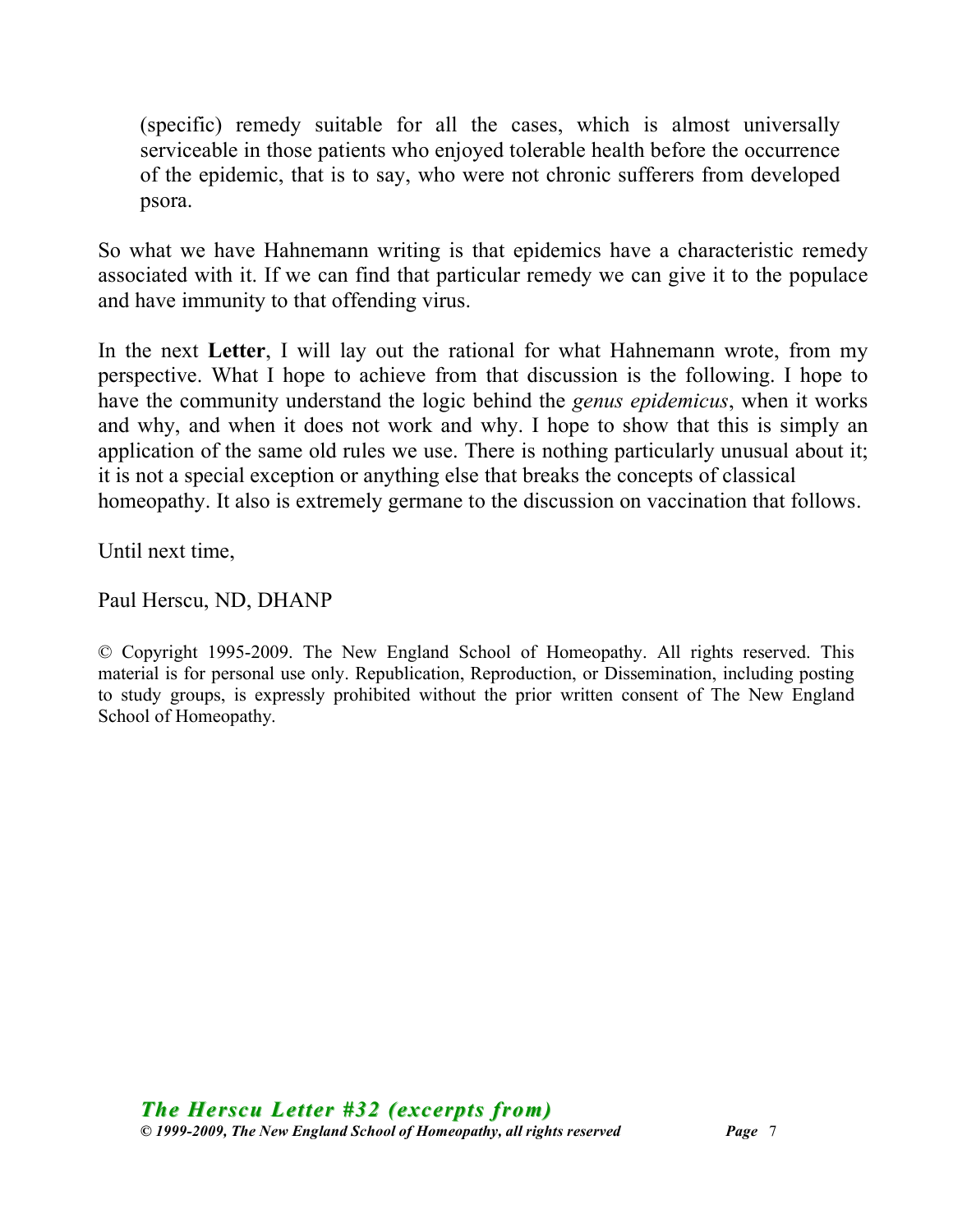> (specific) remedy suitable for all the cases, which is almost universally serviceable in those patients who enjoyed tolerable health before the occurrence of the epidemic, that is to say, who were not chronic sufferers from developed psora.

So what we have Hahnemann writing is that epidemics have a characteristic remedy associated with it. If we can find that particular remedy we can give it to the populace and have immunity to that offending virus.

In the next **Letter**, I will lay out the rational for what Hahnemann wrote, from my perspective. What I hope to achieve from that discussion is the following. I hope to have the community understand the logic behind the *genus epidemicus*, when it works and why, and when it does not work and why. I hope to show that this is simply an application of the same old rules we use. There is nothing particularly unusual about it; it is not a special exception or anything else that breaks the concepts of classical homeopathy. It also is extremely germane to the discussion on vaccination that follows.

Until next time,

Paul Herscu, ND, DHANP

© Copyright 1995-2009. The New England School of Homeopathy. All rights reserved. This material is for personal use only. Republication, Reproduction, or Dissemination, including posting to study groups, is expressly prohibited without the prior written consent of The New England School of Homeopathy.